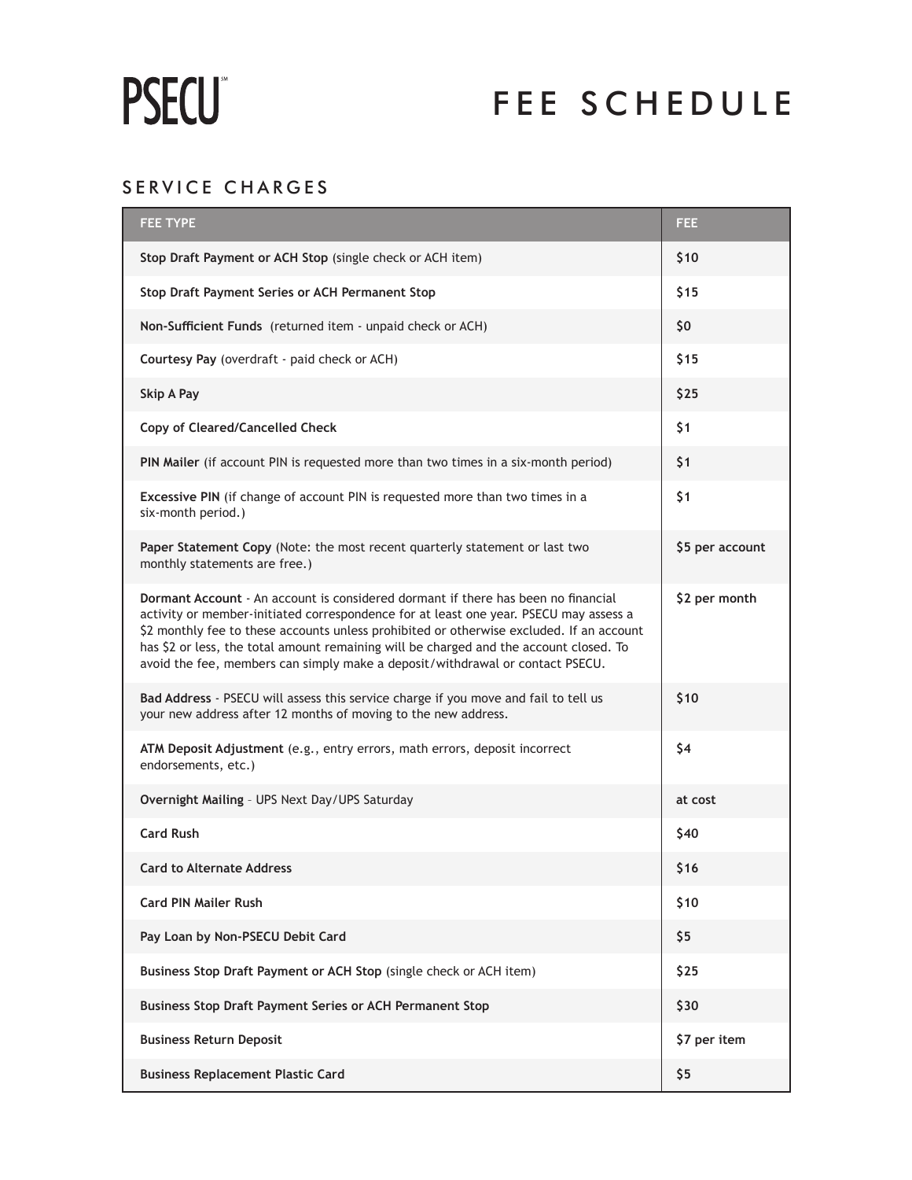PSECU

# FEE SCHEDULE

## SERVICE CHARGES

| FEE TYPE | FEE |
| --- | --- |
| **Stop Draft Payment or ACH Stop** (single check or ACH item) | **$10** |
| **Stop Draft Payment Series or ACH Permanent Stop** | **$15** |
| **Non-Sufficient Funds** (returned item - unpaid check or ACH) | **$0** |
| **Courtesy Pay** (overdraft - paid check or ACH) | **$15** |
| **Skip A Pay** | **$25** |
| **Copy of Cleared/Cancelled Check** | **$1** |
| **PIN Mailer** (if account PIN is requested more than two times in a six-month period) | **$1** |
| **Excessive PIN** (if change of account PIN is requested more than two times in a six-month period.) | **$1** |
| **Paper Statement Copy** (Note: the most recent quarterly statement or last two monthly statements are free.) | **$5 per account** |
| **Dormant Account** - An account is considered dormant if there has been no financial activity or member-initiated correspondence for at least one year. PSECU may assess a $2 monthly fee to these accounts unless prohibited or otherwise excluded. If an account has $2 or less, the total amount remaining will be charged and the account closed. To avoid the fee, members can simply make a deposit/withdrawal or contact PSECU. | **$2 per month** |
| **Bad Address** - PSECU will assess this service charge if you move and fail to tell us your new address after 12 months of moving to the new address. | **$10** |
| **ATM Deposit Adjustment** (e.g., entry errors, math errors, deposit incorrect endorsements, etc.) | **$4** |
| **Overnight Mailing** – UPS Next Day/UPS Saturday | **at cost** |
| **Card Rush** | **$40** |
| **Card to Alternate Address** | **$16** |
| **Card PIN Mailer Rush** | **$10** |
| **Pay Loan by Non-PSECU Debit Card** | **$5** |
| **Business Stop Draft Payment or ACH Stop** (single check or ACH item) | **$25** |
| **Business Stop Draft Payment Series or ACH Permanent Stop** | **$30** |
| **Business Return Deposit** | **$7 per item** |
| **Business Replacement Plastic Card** | **$5** |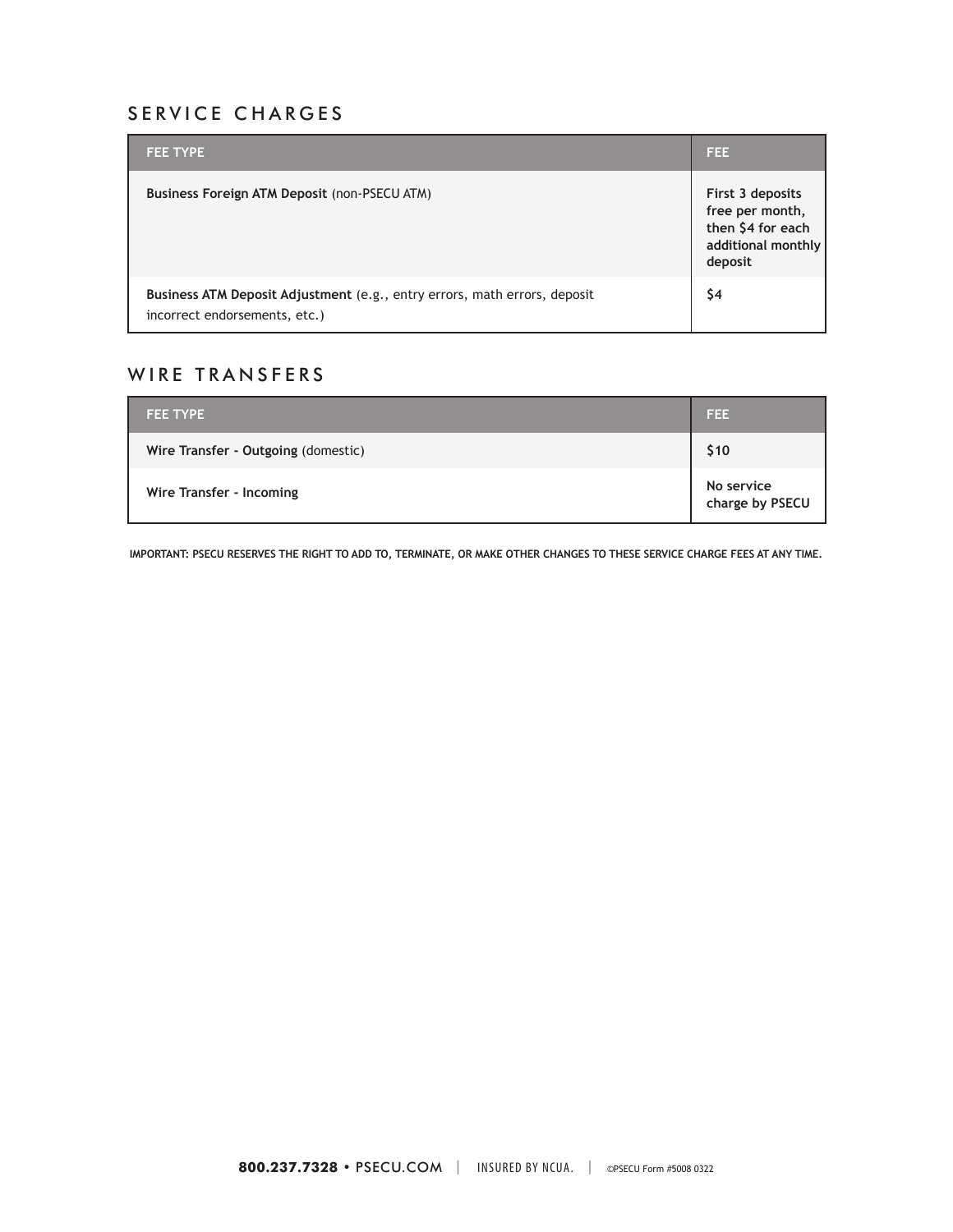## SERVICE CHARGES

| FEE TYPE | FEE |
|---|---|
| **Business Foreign ATM Deposit** (non-PSECU ATM) | **First 3 deposits free per month, then $4 for each additional monthly deposit** |
| **Business ATM Deposit Adjustment** (e.g., entry errors, math errors, deposit incorrect endorsements, etc.) | **$4** |

## WIRE TRANSFERS

| FEE TYPE | FEE |
|---|---|
| **Wire Transfer - Outgoing** (domestic) | **$10** |
| **Wire Transfer - Incoming** | **No service charge by PSECU** |

**IMPORTANT: PSECU RESERVES THE RIGHT TO ADD TO, TERMINATE, OR MAKE OTHER CHANGES TO THESE SERVICE CHARGE FEES AT ANY TIME.**

**800.237.7328** • PSECU.COM | INSURED BY NCUA. | ©PSECU Form #5008 0322